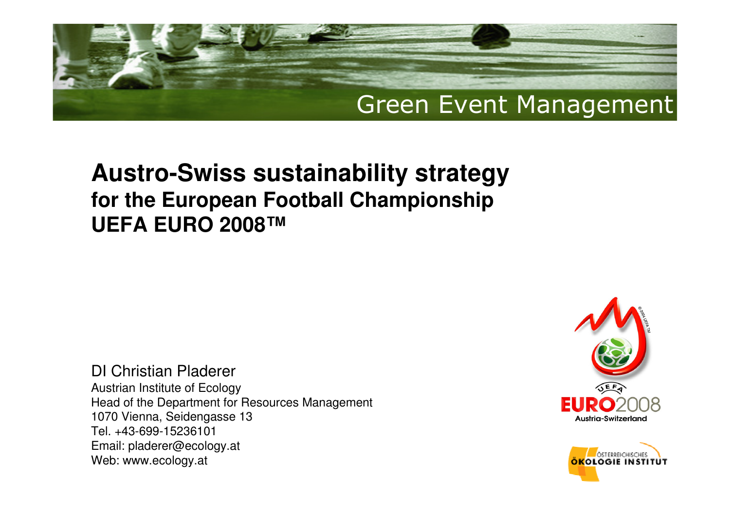Green Event Management

# Austro-Swiss sustainability strategy

## for the European Football Championship UEFA EURO 2008™

DI Christian Pladerer
Austrian Institute of Ecology
Head of the Department for Resources Management
1070 Vienna, Seidengasse 13
Tel. +43-699-15236101
Email: pladerer@ecology.at
Web: www.ecology.at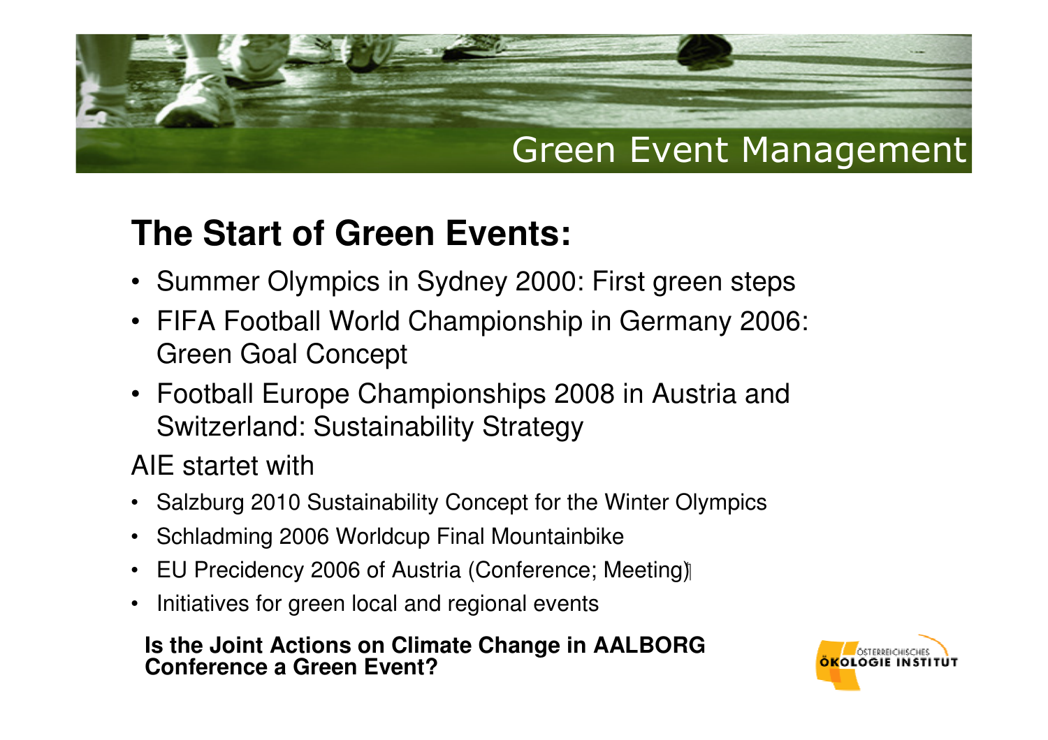# The Start of Green Events:

- Summer Olympics in Sydney 2000: First green steps
- FIFA Football World Championship in Germany 2006: Green Goal Concept
- Football Europe Championships 2008 in Austria and Switzerland: Sustainability Strategy

AIE startet with

- Salzburg 2010 Sustainability Concept for the Winter Olympics
- Schladming 2006 Worldcup Final Mountainbike
- EU Precidency 2006 of Austria (Conference; Meeting)
- Initiatives for green local and regional events

**Is the Joint Actions on Climate Change in AALBORG Conference a Green Event?**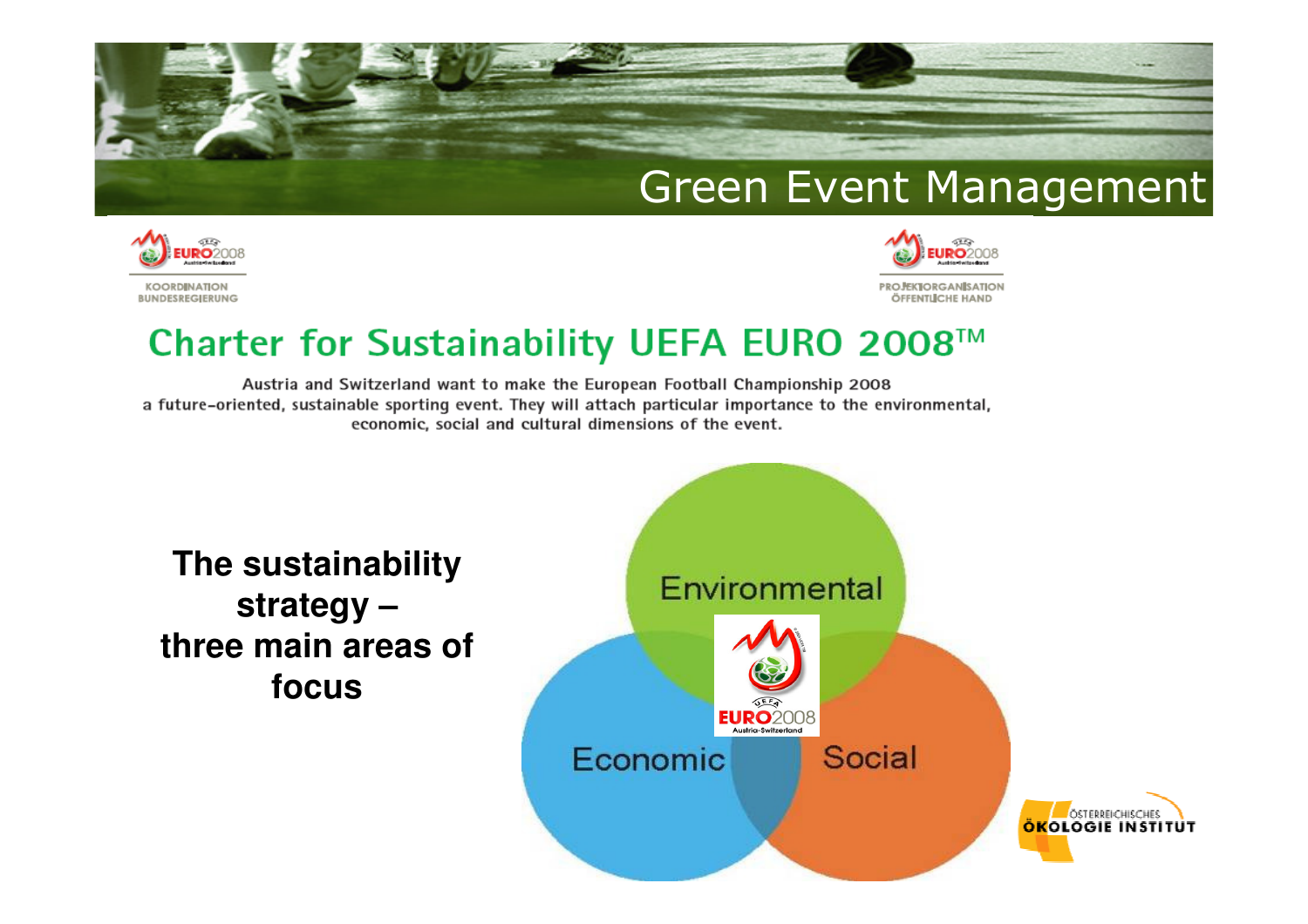# Green Event Management

KOORDINATION BUNDESREGIERUNG

PROJEKTORGANISATION ÖFFENTLICHE HAND

## Charter for Sustainability UEFA EURO 2008™

Austria and Switzerland want to make the European Football Championship 2008 a future-oriented, sustainable sporting event. They will attach particular importance to the environmental, economic, social and cultural dimensions of the event.

**The sustainability strategy – three main areas of focus**

- Environmental
- Economic
- Social

ÖSTERREICHISCHES ÖKOLOGIE INSTITUT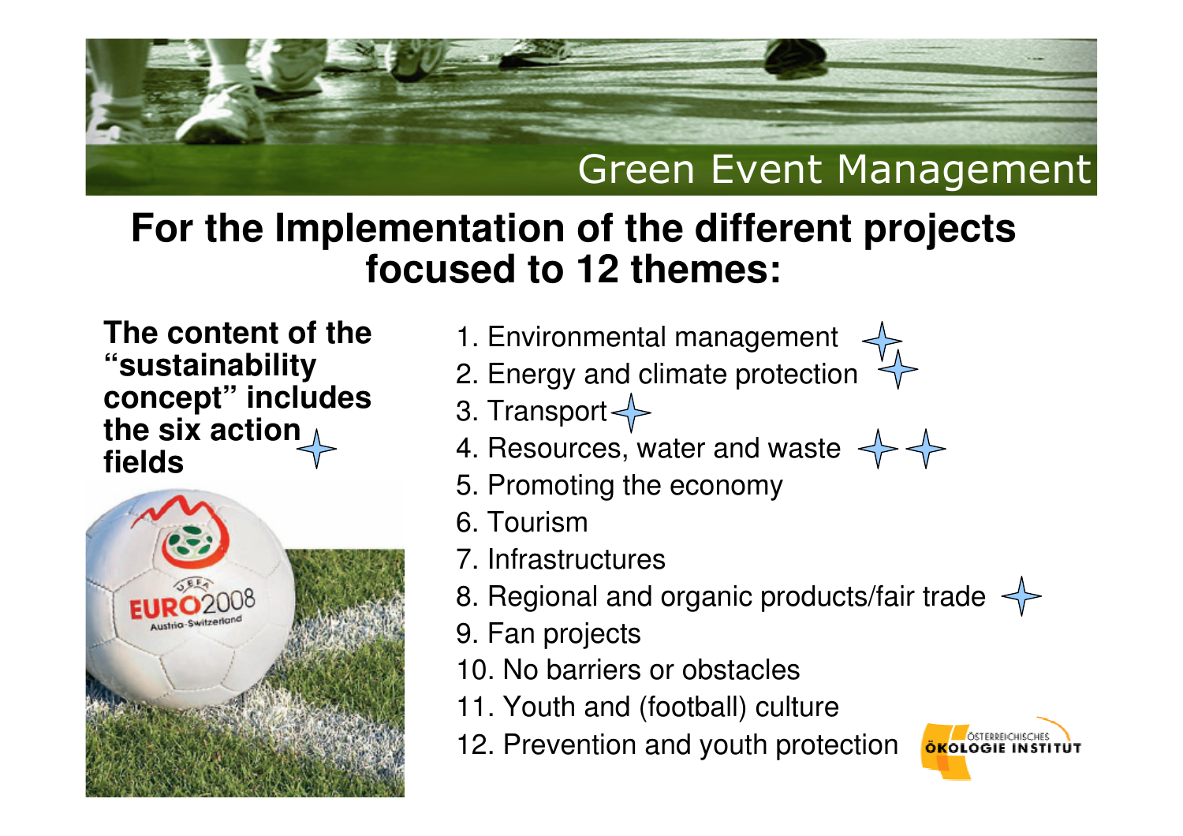Green Event Management

## For the Implementation of the different projects focused to 12 themes:

**The content of the "sustainability concept" includes the six action fields**

1. Environmental management
2. Energy and climate protection
3. Transport
4. Resources, water and waste
5. Promoting the economy
6. Tourism
7. Infrastructures
8. Regional and organic products/fair trade
9. Fan projects
10. No barriers or obstacles
11. Youth and (football) culture
12. Prevention and youth protection

ÖSTERREICHISCHES ÖKOLOGIE INSTITUT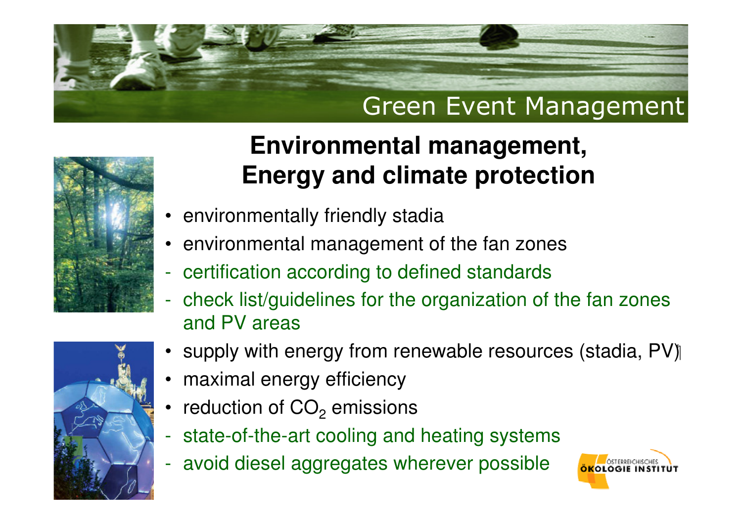Green Event Management

## Environmental management, Energy and climate protection

- environmentally friendly stadia
- environmental management of the fan zones
- certification according to defined standards
- check list/guidelines for the organization of the fan zones and PV areas
- supply with energy from renewable resources (stadia, PV)
- maximal energy efficiency
- reduction of $CO_2$ emissions
- state-of-the-art cooling and heating systems
- avoid diesel aggregates wherever possible

ÖSTERREICHISCHES ÖKOLOGIE INSTITUT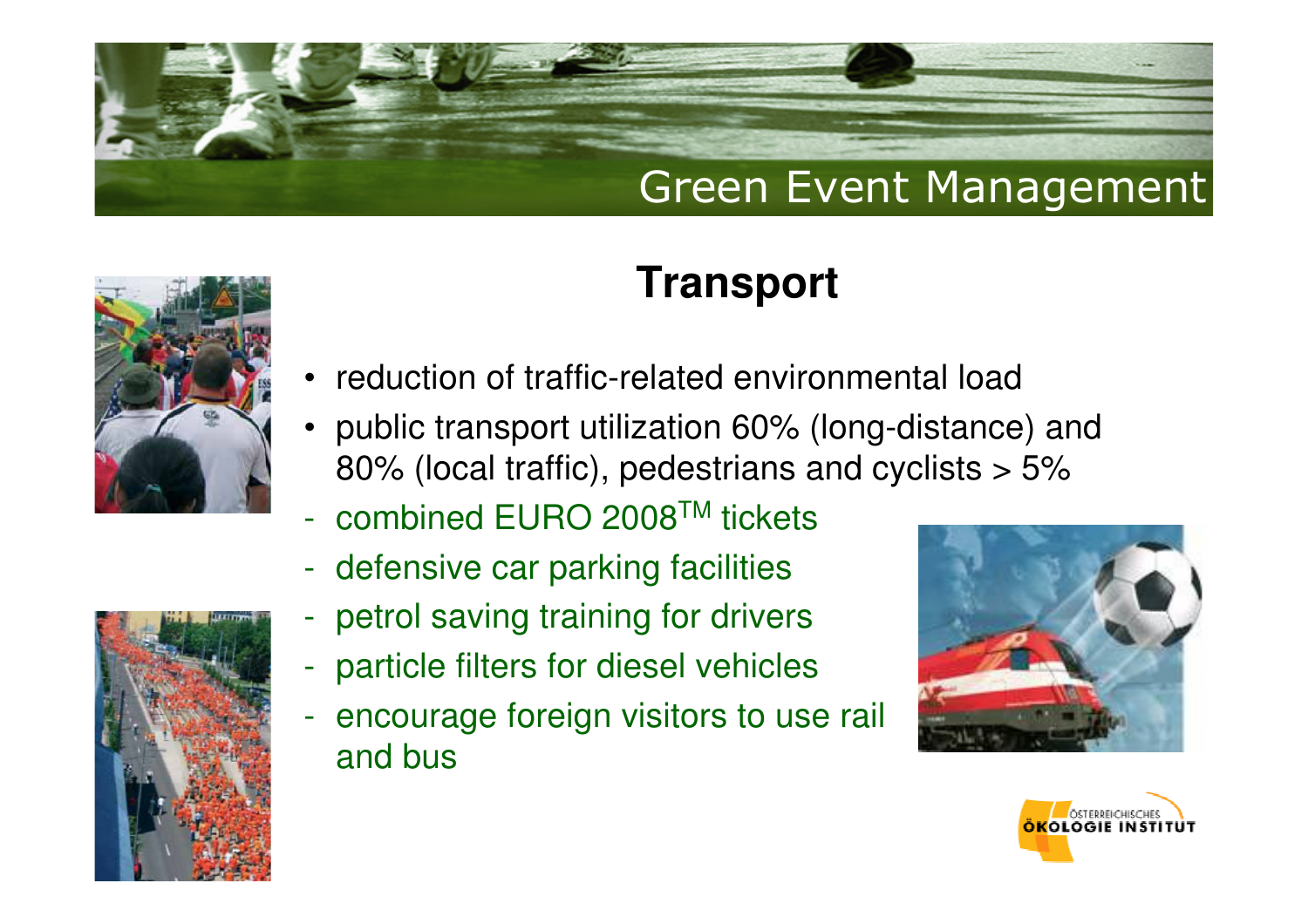## Transport

- reduction of traffic-related environmental load
- public transport utilization 60% (long-distance) and 80% (local traffic), pedestrians and cyclists > 5%
- combined EURO 2008™ tickets
- defensive car parking facilities
- petrol saving training for drivers
- particle filters for diesel vehicles
- encourage foreign visitors to use rail and bus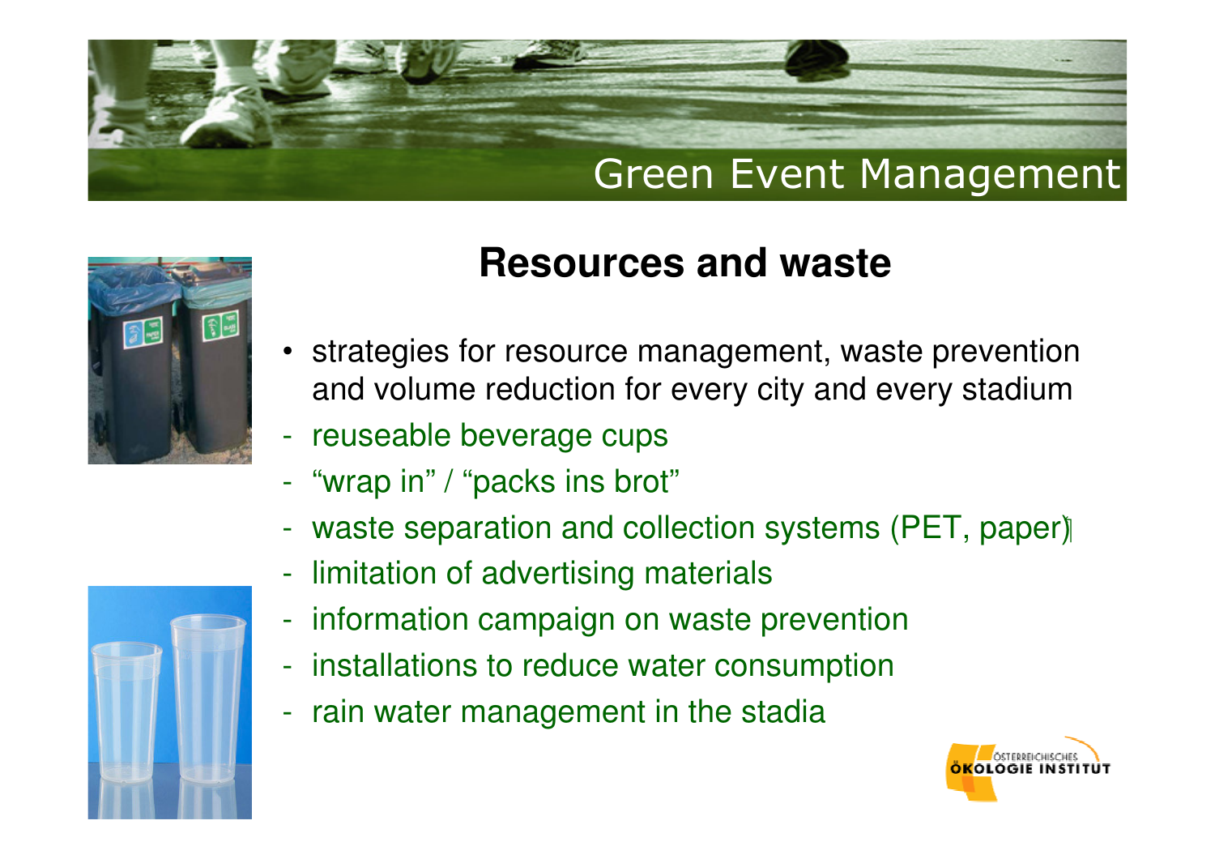# Green Event Management

## Resources and waste

- strategies for resource management, waste prevention and volume reduction for every city and every stadium
- reuseable beverage cups
- "wrap in" / "packs ins brot"
- waste separation and collection systems (PET, paper)
- limitation of advertising materials
- information campaign on waste prevention
- installations to reduce water consumption
- rain water management in the stadia

ÖSTERREICHISCHES ÖKOLOGIE INSTITUT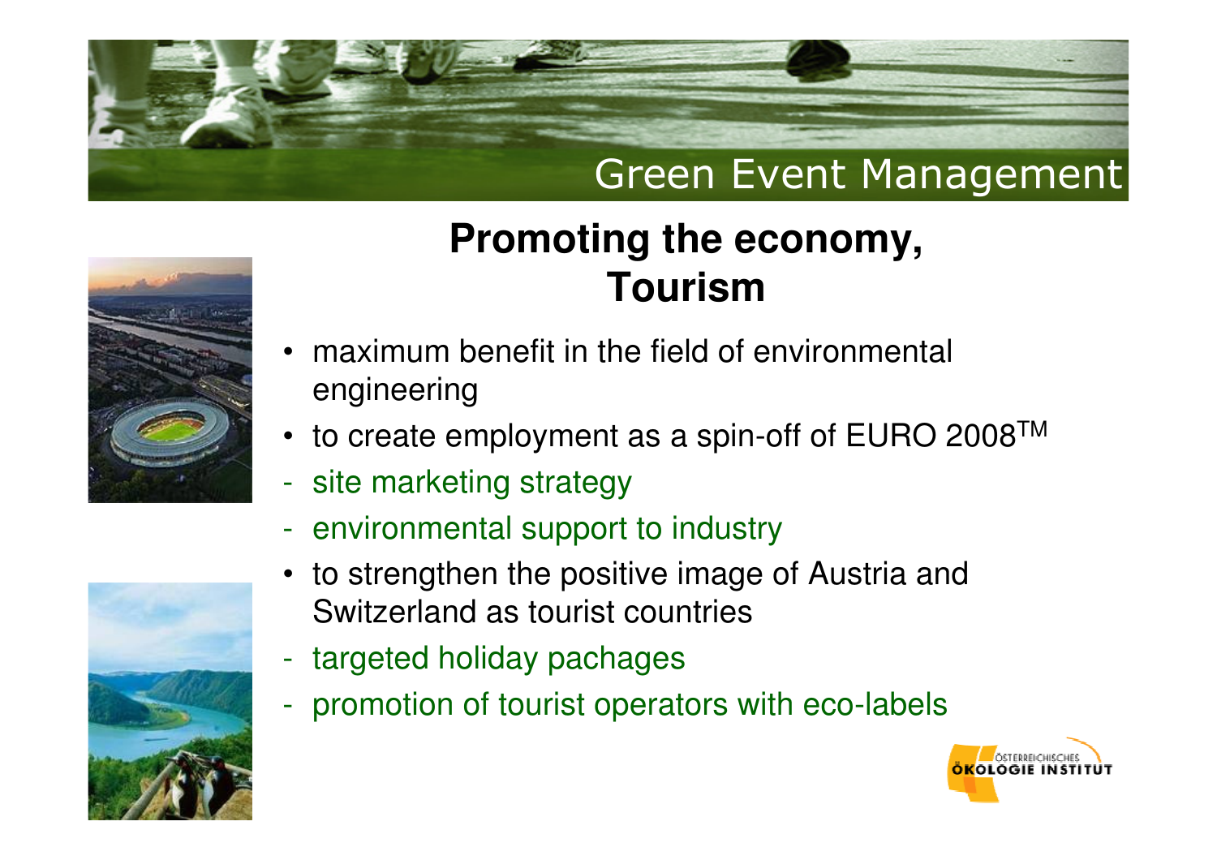Green Event Management

## Promoting the economy, Tourism

- maximum benefit in the field of environmental engineering
- to create employment as a spin-off of EURO 2008™
- site marketing strategy
- environmental support to industry
- to strengthen the positive image of Austria and Switzerland as tourist countries
- targeted holiday pachages
- promotion of tourist operators with eco-labels